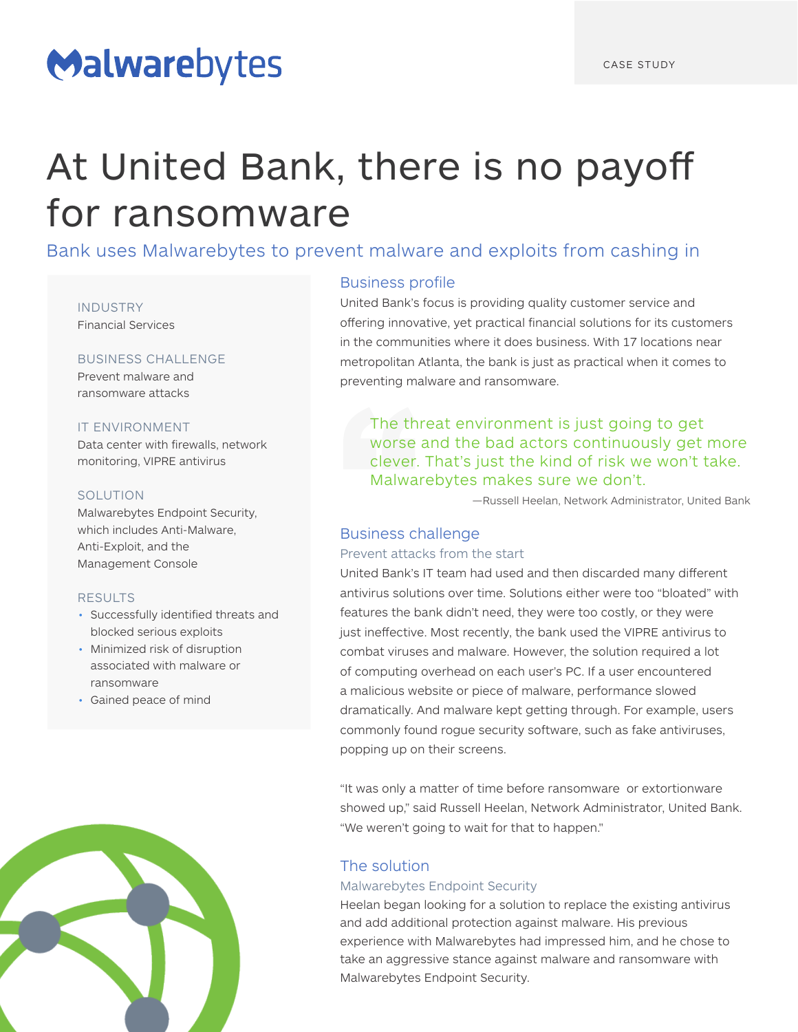Malwarebytes

CASE STUDY

# At United Bank, there is no payoff for ransomware

Bank uses Malwarebytes to prevent malware and exploits from cashing in

INDUSTRY
Financial Services

BUSINESS CHALLENGE
Prevent malware and ransomware attacks

IT ENVIRONMENT
Data center with firewalls, network monitoring, VIPRE antivirus

SOLUTION
Malwarebytes Endpoint Security, which includes Anti-Malware, Anti-Exploit, and the Management Console

RESULTS

- Successfully identified threats and blocked serious exploits
- Minimized risk of disruption associated with malware or ransomware
- Gained peace of mind

## Business profile

United Bank's focus is providing quality customer service and offering innovative, yet practical financial solutions for its customers in the communities where it does business. With 17 locations near metropolitan Atlanta, the bank is just as practical when it comes to preventing malware and ransomware.

> The threat environment is just going to get worse and the bad actors continuously get more clever. That's just the kind of risk we won't take. Malwarebytes makes sure we don't.
>
> —Russell Heelan, Network Administrator, United Bank

## Business challenge

### Prevent attacks from the start

United Bank's IT team had used and then discarded many different antivirus solutions over time. Solutions either were too "bloated" with features the bank didn't need, they were too costly, or they were just ineffective. Most recently, the bank used the VIPRE antivirus to combat viruses and malware. However, the solution required a lot of computing overhead on each user's PC. If a user encountered a malicious website or piece of malware, performance slowed dramatically. And malware kept getting through. For example, users commonly found rogue security software, such as fake antiviruses, popping up on their screens.

"It was only a matter of time before ransomware or extortionware showed up," said Russell Heelan, Network Administrator, United Bank. "We weren't going to wait for that to happen."

## The solution

### Malwarebytes Endpoint Security

Heelan began looking for a solution to replace the existing antivirus and add additional protection against malware. His previous experience with Malwarebytes had impressed him, and he chose to take an aggressive stance against malware and ransomware with Malwarebytes Endpoint Security.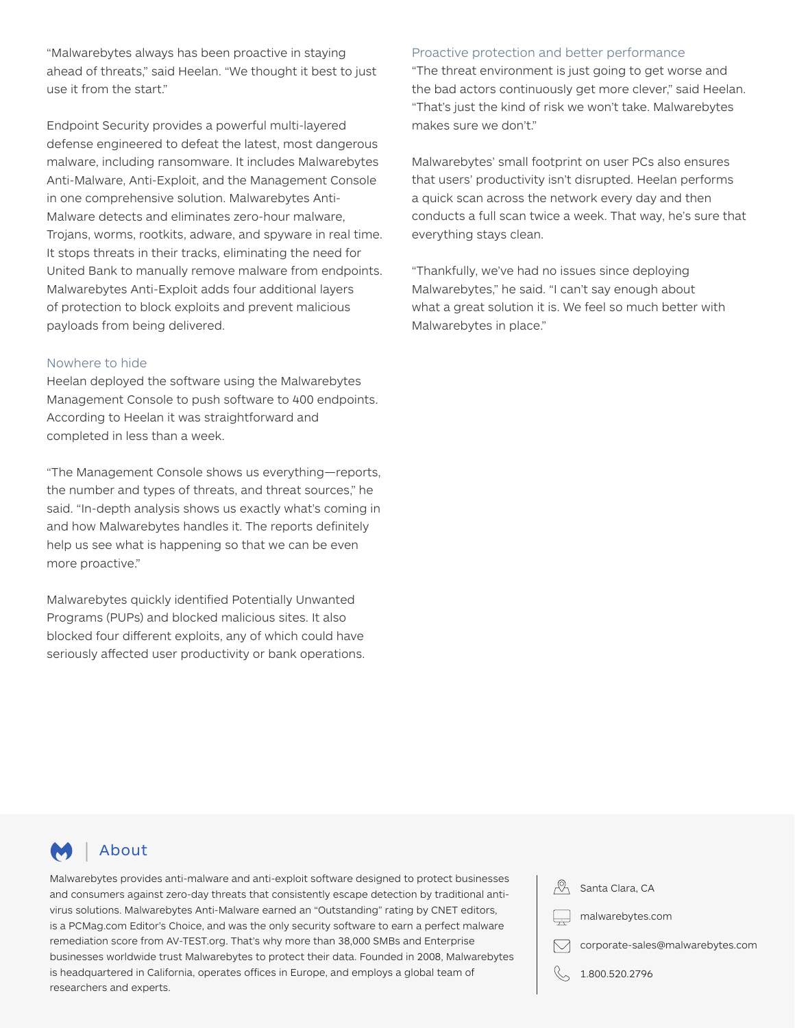"Malwarebytes always has been proactive in staying ahead of threats," said Heelan. "We thought it best to just use it from the start."

Endpoint Security provides a powerful multi-layered defense engineered to defeat the latest, most dangerous malware, including ransomware. It includes Malwarebytes Anti-Malware, Anti-Exploit, and the Management Console in one comprehensive solution. Malwarebytes Anti-Malware detects and eliminates zero-hour malware, Trojans, worms, rootkits, adware, and spyware in real time. It stops threats in their tracks, eliminating the need for United Bank to manually remove malware from endpoints. Malwarebytes Anti-Exploit adds four additional layers of protection to block exploits and prevent malicious payloads from being delivered.

## Nowhere to hide

Heelan deployed the software using the Malwarebytes Management Console to push software to 400 endpoints. According to Heelan it was straightforward and completed in less than a week.

"The Management Console shows us everything—reports, the number and types of threats, and threat sources," he said. "In-depth analysis shows us exactly what's coming in and how Malwarebytes handles it. The reports definitely help us see what is happening so that we can be even more proactive."

Malwarebytes quickly identified Potentially Unwanted Programs (PUPs) and blocked malicious sites. It also blocked four different exploits, any of which could have seriously affected user productivity or bank operations.

## Proactive protection and better performance

"The threat environment is just going to get worse and the bad actors continuously get more clever," said Heelan. "That's just the kind of risk we won't take. Malwarebytes makes sure we don't."

Malwarebytes' small footprint on user PCs also ensures that users' productivity isn't disrupted. Heelan performs a quick scan across the network every day and then conducts a full scan twice a week. That way, he's sure that everything stays clean.

"Thankfully, we've had no issues since deploying Malwarebytes," he said. "I can't say enough about what a great solution it is. We feel so much better with Malwarebytes in place."

## About

Malwarebytes provides anti-malware and anti-exploit software designed to protect businesses and consumers against zero-day threats that consistently escape detection by traditional anti-virus solutions. Malwarebytes Anti-Malware earned an "Outstanding" rating by CNET editors, is a PCMag.com Editor's Choice, and was the only security software to earn a perfect malware remediation score from AV-TEST.org. That's why more than 38,000 SMBs and Enterprise businesses worldwide trust Malwarebytes to protect their data. Founded in 2008, Malwarebytes is headquartered in California, operates offices in Europe, and employs a global team of researchers and experts.

Santa Clara, CA

malwarebytes.com

corporate-sales@malwarebytes.com

1.800.520.2796